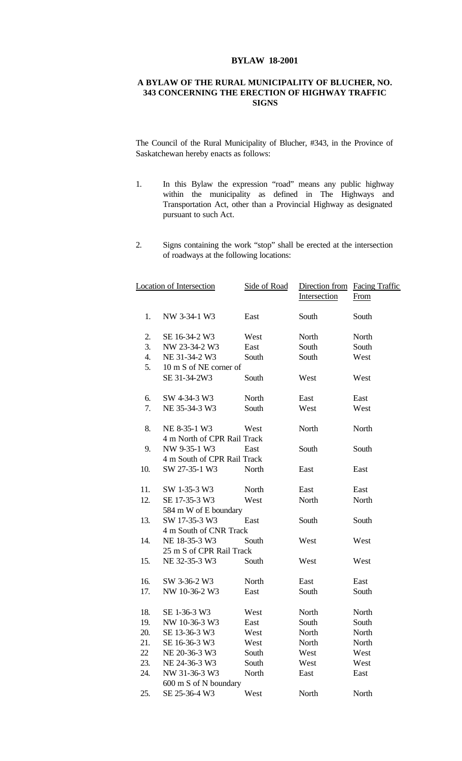# BYLAW 18-2001

## A BYLAW OF THE RURAL MUNICIPALITY OF BLUCHER, NO. 343 CONCERNING THE ERECTION OF HIGHWAY TRAFFIC SIGNS

The Council of the Rural Municipality of Blucher, #343, in the Province of Saskatchewan hereby enacts as follows:

1. In this Bylaw the expression "road" means any public highway within the municipality as defined in The Highways and Transportation Act, other than a Provincial Highway as designated pursuant to such Act.

2. Signs containing the work "stop" shall be erected at the intersection of roadways at the following locations:

| | Location of Intersection | Side of Road | Direction from Intersection | Facing Traffic From |
|---|---|---|---|---|
| 1. | NW 3-34-1 W3 | East | South | South |
| 2. | SE 16-34-2 W3 | West | North | North |
| 3. | NW 23-34-2 W3 | East | South | South |
| 4. | NE 31-34-2 W3 | South | South | West |
| 5. | 10 m S of NE corner of SE 31-34-2W3 | South | West | West |
| 6. | SW 4-34-3 W3 | North | East | East |
| 7. | NE 35-34-3 W3 | South | West | West |
| 8. | NE 8-35-1 W3 4 m North of CPR Rail Track | West | North | North |
| 9. | NW 9-35-1 W3 4 m South of CPR Rail Track | East | South | South |
| 10. | SW 27-35-1 W3 | North | East | East |
| 11. | SW 1-35-3 W3 | North | East | East |
| 12. | SE 17-35-3 W3 584 m W of E boundary | West | North | North |
| 13. | SW 17-35-3 W3 4 m South of CNR Track | East | South | South |
| 14. | NE 18-35-3 W3 25 m S of CPR Rail Track | South | West | West |
| 15. | NE 32-35-3 W3 | South | West | West |
| 16. | SW 3-36-2 W3 | North | East | East |
| 17. | NW 10-36-2 W3 | East | South | South |
| 18. | SE 1-36-3 W3 | West | North | North |
| 19. | NW 10-36-3 W3 | East | South | South |
| 20. | SE 13-36-3 W3 | West | North | North |
| 21. | SE 16-36-3 W3 | West | North | North |
| 22 | NE 20-36-3 W3 | South | West | West |
| 23. | NE 24-36-3 W3 | South | West | West |
| 24. | NW 31-36-3 W3 600 m S of N boundary | North | East | East |
| 25. | SE 25-36-4 W3 | West | North | North |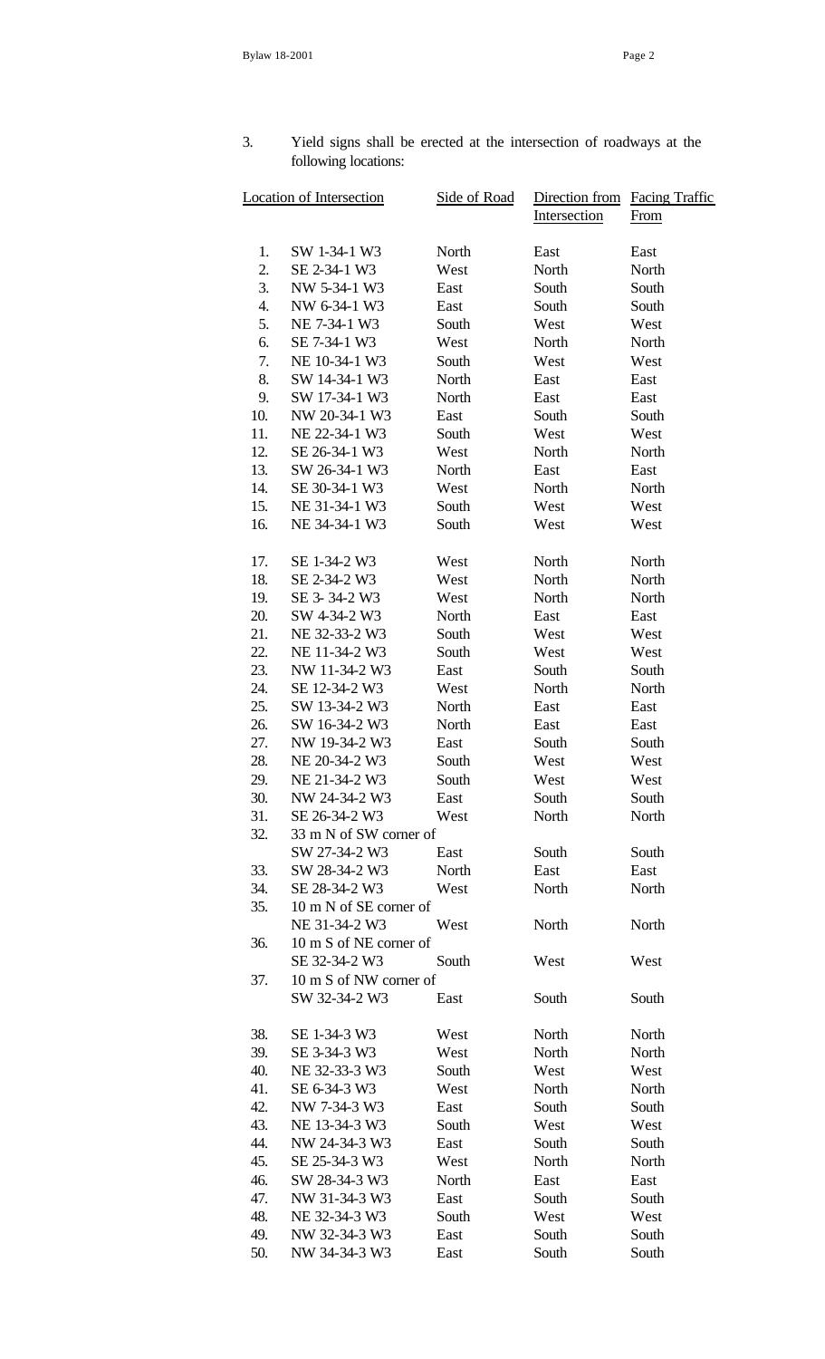3. Yield signs shall be erected at the intersection of roadways at the following locations:

| | Location of Intersection | Side of Road | Direction from Intersection | Facing Traffic From |
|---|---|---|---|---|
| 1. | SW 1-34-1 W3 | North | East | East |
| 2. | SE 2-34-1 W3 | West | North | North |
| 3. | NW 5-34-1 W3 | East | South | South |
| 4. | NW 6-34-1 W3 | East | South | South |
| 5. | NE 7-34-1 W3 | South | West | West |
| 6. | SE 7-34-1 W3 | West | North | North |
| 7. | NE 10-34-1 W3 | South | West | West |
| 8. | SW 14-34-1 W3 | North | East | East |
| 9. | SW 17-34-1 W3 | North | East | East |
| 10. | NW 20-34-1 W3 | East | South | South |
| 11. | NE 22-34-1 W3 | South | West | West |
| 12. | SE 26-34-1 W3 | West | North | North |
| 13. | SW 26-34-1 W3 | North | East | East |
| 14. | SE 30-34-1 W3 | West | North | North |
| 15. | NE 31-34-1 W3 | South | West | West |
| 16. | NE 34-34-1 W3 | South | West | West |
| 17. | SE 1-34-2 W3 | West | North | North |
| 18. | SE 2-34-2 W3 | West | North | North |
| 19. | SE 3- 34-2 W3 | West | North | North |
| 20. | SW 4-34-2 W3 | North | East | East |
| 21. | NE 32-33-2 W3 | South | West | West |
| 22. | NE 11-34-2 W3 | South | West | West |
| 23. | NW 11-34-2 W3 | East | South | South |
| 24. | SE 12-34-2 W3 | West | North | North |
| 25. | SW 13-34-2 W3 | North | East | East |
| 26. | SW 16-34-2 W3 | North | East | East |
| 27. | NW 19-34-2 W3 | East | South | South |
| 28. | NE 20-34-2 W3 | South | West | West |
| 29. | NE 21-34-2 W3 | South | West | West |
| 30. | NW 24-34-2 W3 | East | South | South |
| 31. | SE 26-34-2 W3 | West | North | North |
| 32. | 33 m N of SW corner of SW 27-34-2 W3 | East | South | South |
| 33. | SW 28-34-2 W3 | North | East | East |
| 34. | SE 28-34-2 W3 | West | North | North |
| 35. | 10 m N of SE corner of NE 31-34-2 W3 | West | North | North |
| 36. | 10 m S of NE corner of SE 32-34-2 W3 | South | West | West |
| 37. | 10 m S of NW corner of SW 32-34-2 W3 | East | South | South |
| 38. | SE 1-34-3 W3 | West | North | North |
| 39. | SE 3-34-3 W3 | West | North | North |
| 40. | NE 32-33-3 W3 | South | West | West |
| 41. | SE 6-34-3 W3 | West | North | North |
| 42. | NW 7-34-3 W3 | East | South | South |
| 43. | NE 13-34-3 W3 | South | West | West |
| 44. | NW 24-34-3 W3 | East | South | South |
| 45. | SE 25-34-3 W3 | West | North | North |
| 46. | SW 28-34-3 W3 | North | East | East |
| 47. | NW 31-34-3 W3 | East | South | South |
| 48. | NE 32-34-3 W3 | South | West | West |
| 49. | NW 32-34-3 W3 | East | South | South |
| 50. | NW 34-34-3 W3 | East | South | South |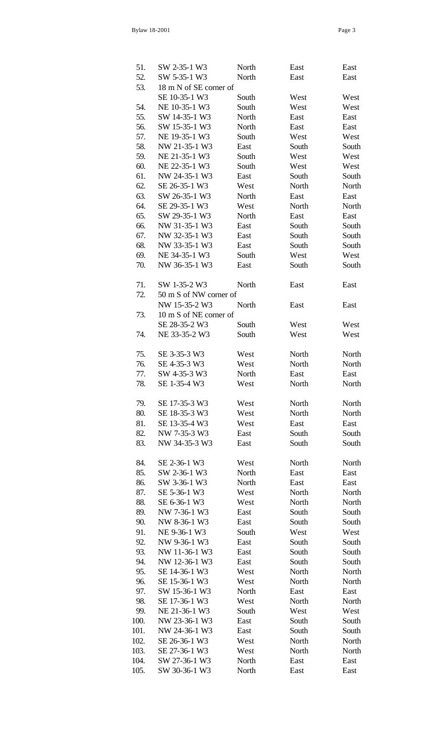| | | | | |
|---|---|---|---|---|
| 51. | SW 2-35-1 W3 | North | East | East |
| 52. | SW 5-35-1 W3 | North | East | East |
| 53. | 18 m N of SE corner of SE 10-35-1 W3 | South | West | West |
| 54. | NE 10-35-1 W3 | South | West | West |
| 55. | SW 14-35-1 W3 | North | East | East |
| 56. | SW 15-35-1 W3 | North | East | East |
| 57. | NE 19-35-1 W3 | South | West | West |
| 58. | NW 21-35-1 W3 | East | South | South |
| 59. | NE 21-35-1 W3 | South | West | West |
| 60. | NE 22-35-1 W3 | South | West | West |
| 61. | NW 24-35-1 W3 | East | South | South |
| 62. | SE 26-35-1 W3 | West | North | North |
| 63. | SW 26-35-1 W3 | North | East | East |
| 64. | SE 29-35-1 W3 | West | North | North |
| 65. | SW 29-35-1 W3 | North | East | East |
| 66. | NW 31-35-1 W3 | East | South | South |
| 67. | NW 32-35-1 W3 | East | South | South |
| 68. | NW 33-35-1 W3 | East | South | South |
| 69. | NE 34-35-1 W3 | South | West | West |
| 70. | NW 36-35-1 W3 | East | South | South |
| | | | | |
| 71. | SW 1-35-2 W3 | North | East | East |
| 72. | 50 m S of NW corner of NW 15-35-2 W3 | North | East | East |
| 73. | 10 m S of NE corner of SE 28-35-2 W3 | South | West | West |
| 74. | NE 33-35-2 W3 | South | West | West |
| | | | | |
| 75. | SE 3-35-3 W3 | West | North | North |
| 76. | SE 4-35-3 W3 | West | North | North |
| 77. | SW 4-35-3 W3 | North | East | East |
| 78. | SE 1-35-4 W3 | West | North | North |
| | | | | |
| 79. | SE 17-35-3 W3 | West | North | North |
| 80. | SE 18-35-3 W3 | West | North | North |
| 81. | SE 13-35-4 W3 | West | East | East |
| 82. | NW 7-35-3 W3 | East | South | South |
| 83. | NW 34-35-3 W3 | East | South | South |
| | | | | |
| 84. | SE 2-36-1 W3 | West | North | North |
| 85. | SW 2-36-1 W3 | North | East | East |
| 86. | SW 3-36-1 W3 | North | East | East |
| 87. | SE 5-36-1 W3 | West | North | North |
| 88. | SE 6-36-1 W3 | West | North | North |
| 89. | NW 7-36-1 W3 | East | South | South |
| 90. | NW 8-36-1 W3 | East | South | South |
| 91. | NE 9-36-1 W3 | South | West | West |
| 92. | NW 9-36-1 W3 | East | South | South |
| 93. | NW 11-36-1 W3 | East | South | South |
| 94. | NW 12-36-1 W3 | East | South | South |
| 95. | SE 14-36-1 W3 | West | North | North |
| 96. | SE 15-36-1 W3 | West | North | North |
| 97. | SW 15-36-1 W3 | North | East | East |
| 98. | SE 17-36-1 W3 | West | North | North |
| 99. | NE 21-36-1 W3 | South | West | West |
| 100. | NW 23-36-1 W3 | East | South | South |
| 101. | NW 24-36-1 W3 | East | South | South |
| 102. | SE 26-36-1 W3 | West | North | North |
| 103. | SE 27-36-1 W3 | West | North | North |
| 104. | SW 27-36-1 W3 | North | East | East |
| 105. | SW 30-36-1 W3 | North | East | East |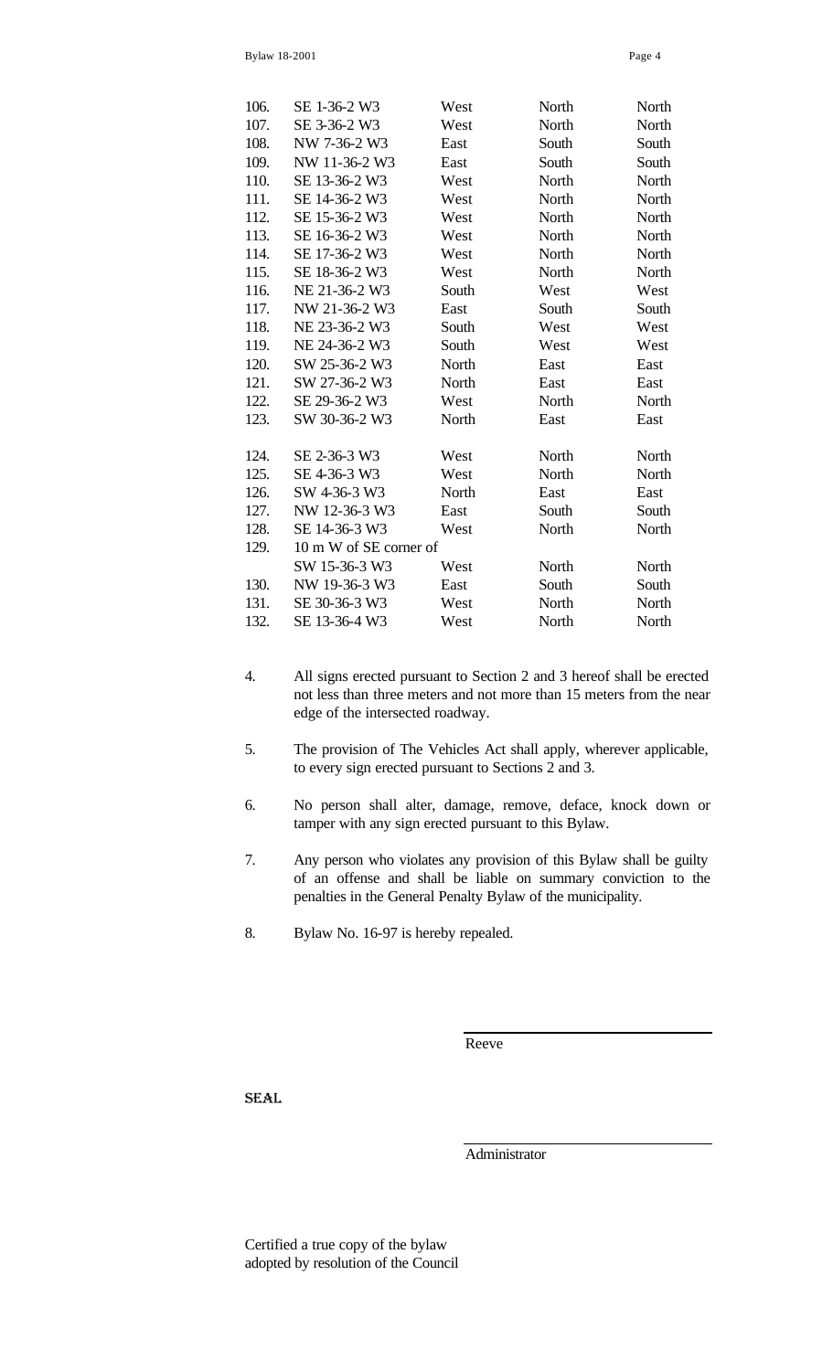| | | | | |
|---|---|---|---|---|
| 106. | SE 1-36-2 W3 | West | North | North |
| 107. | SE 3-36-2 W3 | West | North | North |
| 108. | NW 7-36-2 W3 | East | South | South |
| 109. | NW 11-36-2 W3 | East | South | South |
| 110. | SE 13-36-2 W3 | West | North | North |
| 111. | SE 14-36-2 W3 | West | North | North |
| 112. | SE 15-36-2 W3 | West | North | North |
| 113. | SE 16-36-2 W3 | West | North | North |
| 114. | SE 17-36-2 W3 | West | North | North |
| 115. | SE 18-36-2 W3 | West | North | North |
| 116. | NE 21-36-2 W3 | South | West | West |
| 117. | NW 21-36-2 W3 | East | South | South |
| 118. | NE 23-36-2 W3 | South | West | West |
| 119. | NE 24-36-2 W3 | South | West | West |
| 120. | SW 25-36-2 W3 | North | East | East |
| 121. | SW 27-36-2 W3 | North | East | East |
| 122. | SE 29-36-2 W3 | West | North | North |
| 123. | SW 30-36-2 W3 | North | East | East |
| 124. | SE 2-36-3 W3 | West | North | North |
| 125. | SE 4-36-3 W3 | West | North | North |
| 126. | SW 4-36-3 W3 | North | East | East |
| 127. | NW 12-36-3 W3 | East | South | South |
| 128. | SE 14-36-3 W3 | West | North | North |
| 129. | 10 m W of SE corner of SW 15-36-3 W3 | West | North | North |
| 130. | NW 19-36-3 W3 | East | South | South |
| 131. | SE 30-36-3 W3 | West | North | North |
| 132. | SE 13-36-4 W3 | West | North | North |

4. All signs erected pursuant to Section 2 and 3 hereof shall be erected not less than three meters and not more than 15 meters from the near edge of the intersected roadway.

5. The provision of The Vehicles Act shall apply, wherever applicable, to every sign erected pursuant to Sections 2 and 3.

6. No person shall alter, damage, remove, deface, knock down or tamper with any sign erected pursuant to this Bylaw.

7. Any person who violates any provision of this Bylaw shall be guilty of an offense and shall be liable on summary conviction to the penalties in the General Penalty Bylaw of the municipality.

8. Bylaw No. 16-97 is hereby repealed.

Reeve

SEAL

Administrator

Certified a true copy of the bylaw
adopted by resolution of the Council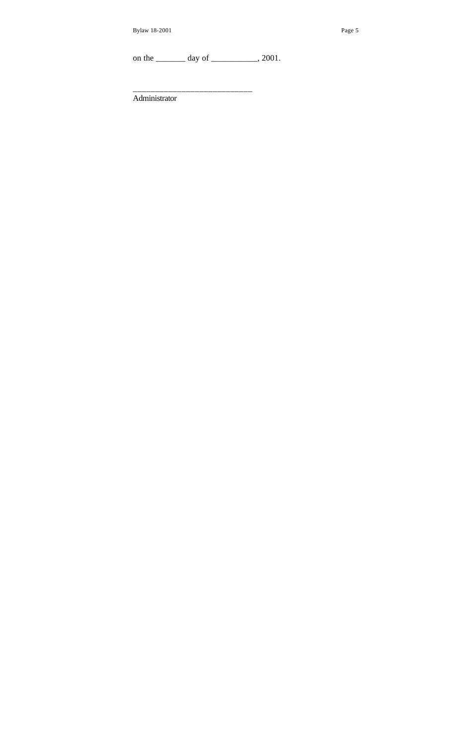on the _______ day of ___________, 2001.

___________________________
Administrator